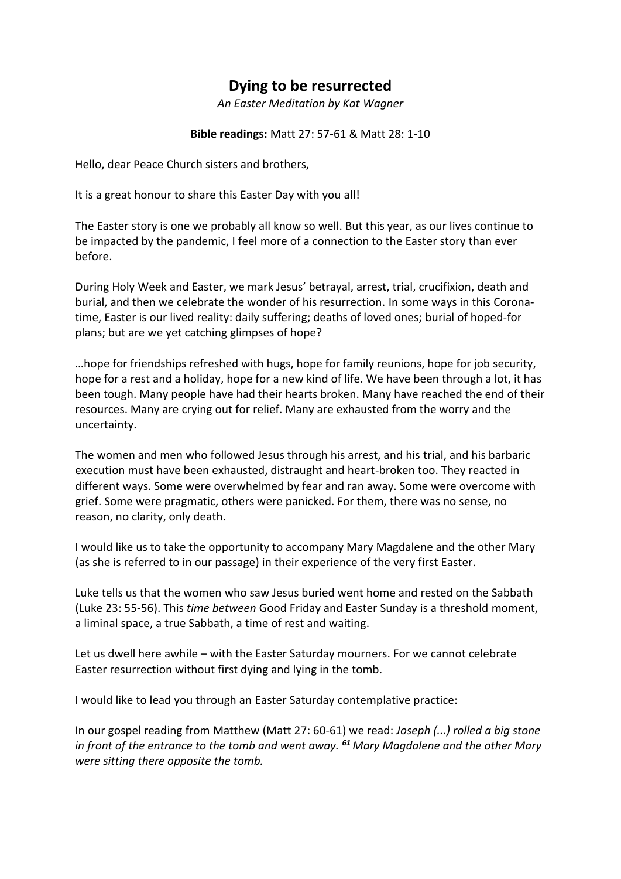# Dying to be resurrected

*An Easter Meditation by Kat Wagner*

**Bible readings:** Matt 27: 57-61 & Matt 28: 1-10

Hello, dear Peace Church sisters and brothers,

It is a great honour to share this Easter Day with you all!

The Easter story is one we probably all know so well. But this year, as our lives continue to be impacted by the pandemic, I feel more of a connection to the Easter story than ever before.

During Holy Week and Easter, we mark Jesus' betrayal, arrest, trial, crucifixion, death and burial, and then we celebrate the wonder of his resurrection. In some ways in this Corona-time, Easter is our lived reality: daily suffering; deaths of loved ones; burial of hoped-for plans; but are we yet catching glimpses of hope?

…hope for friendships refreshed with hugs, hope for family reunions, hope for job security, hope for a rest and a holiday, hope for a new kind of life. We have been through a lot, it has been tough. Many people have had their hearts broken. Many have reached the end of their resources. Many are crying out for relief. Many are exhausted from the worry and the uncertainty.

The women and men who followed Jesus through his arrest, and his trial, and his barbaric execution must have been exhausted, distraught and heart-broken too. They reacted in different ways. Some were overwhelmed by fear and ran away. Some were overcome with grief. Some were pragmatic, others were panicked. For them, there was no sense, no reason, no clarity, only death.

I would like us to take the opportunity to accompany Mary Magdalene and the other Mary (as she is referred to in our passage) in their experience of the very first Easter.

Luke tells us that the women who saw Jesus buried went home and rested on the Sabbath (Luke 23: 55-56). This *time between* Good Friday and Easter Sunday is a threshold moment, a liminal space, a true Sabbath, a time of rest and waiting.

Let us dwell here awhile – with the Easter Saturday mourners. For we cannot celebrate Easter resurrection without first dying and lying in the tomb.

I would like to lead you through an Easter Saturday contemplative practice:

In our gospel reading from Matthew (Matt 27: 60-61) we read: *Joseph (...) rolled a big stone in front of the entrance to the tomb and went away.* ***61*** *Mary Magdalene and the other Mary were sitting there opposite the tomb.*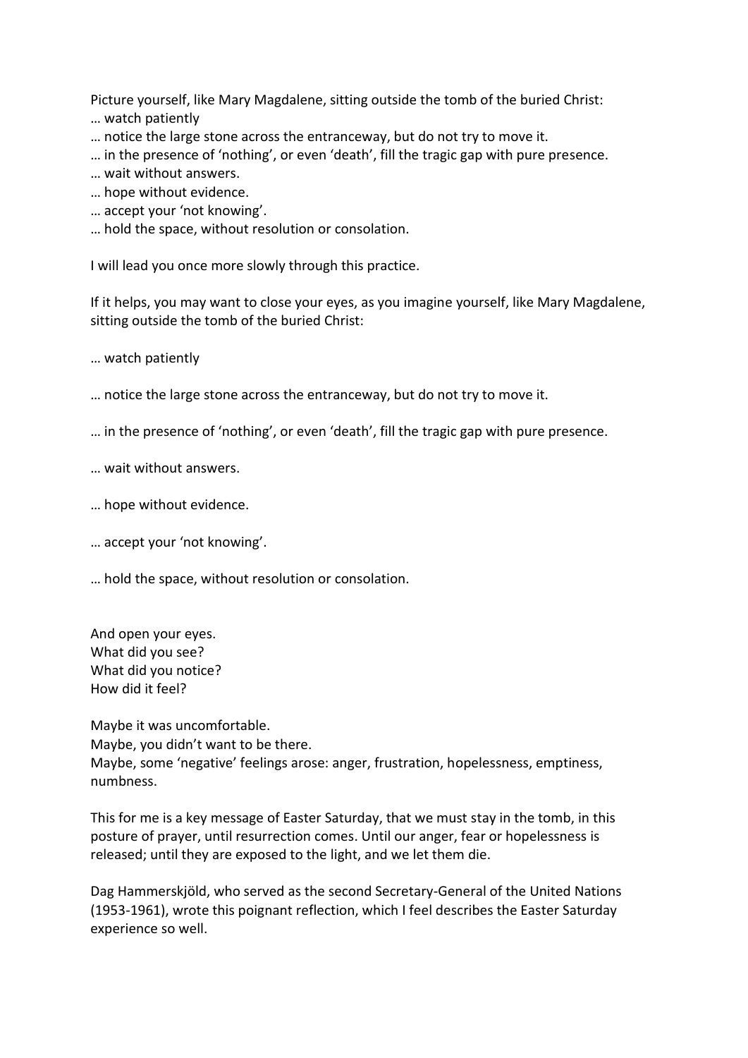Picture yourself, like Mary Magdalene, sitting outside the tomb of the buried Christ:
… watch patiently
… notice the large stone across the entranceway, but do not try to move it.
… in the presence of 'nothing', or even 'death', fill the tragic gap with pure presence.
… wait without answers.
… hope without evidence.
… accept your 'not knowing'.
… hold the space, without resolution or consolation.

I will lead you once more slowly through this practice.

If it helps, you may want to close your eyes, as you imagine yourself, like Mary Magdalene, sitting outside the tomb of the buried Christ:

… watch patiently

… notice the large stone across the entranceway, but do not try to move it.

… in the presence of 'nothing', or even 'death', fill the tragic gap with pure presence.

… wait without answers.

… hope without evidence.

… accept your 'not knowing'.

… hold the space, without resolution or consolation.

And open your eyes.
What did you see?
What did you notice?
How did it feel?

Maybe it was uncomfortable.
Maybe, you didn't want to be there.
Maybe, some 'negative' feelings arose: anger, frustration, hopelessness, emptiness, numbness.

This for me is a key message of Easter Saturday, that we must stay in the tomb, in this posture of prayer, until resurrection comes. Until our anger, fear or hopelessness is released; until they are exposed to the light, and we let them die.

Dag Hammerskjöld, who served as the second Secretary-General of the United Nations (1953-1961), wrote this poignant reflection, which I feel describes the Easter Saturday experience so well.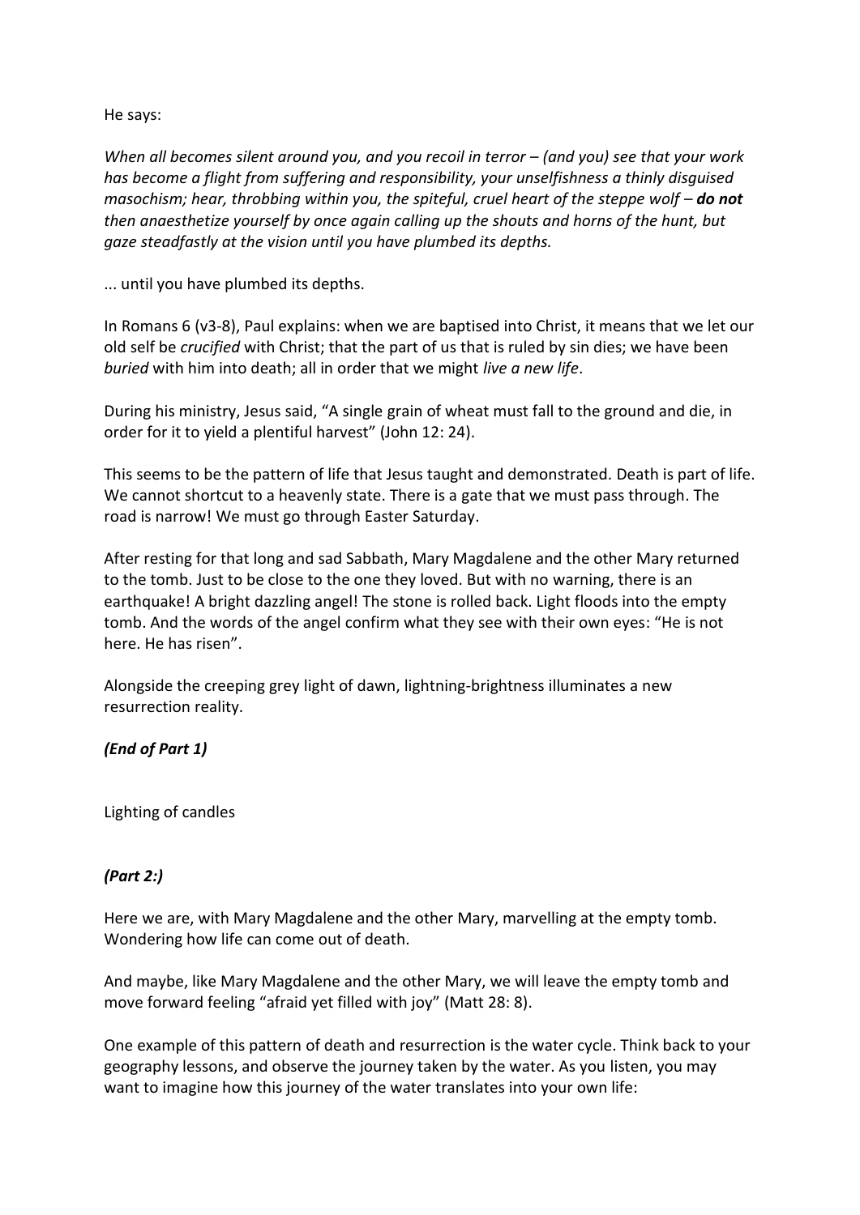He says:

*When all becomes silent around you, and you recoil in terror – (and you) see that your work has become a flight from suffering and responsibility, your unselfishness a thinly disguised masochism; hear, throbbing within you, the spiteful, cruel heart of the steppe wolf –* ***do not*** *then anaesthetize yourself by once again calling up the shouts and horns of the hunt, but gaze steadfastly at the vision until you have plumbed its depths.*

... until you have plumbed its depths.

In Romans 6 (v3-8), Paul explains: when we are baptised into Christ, it means that we let our old self be *crucified* with Christ; that the part of us that is ruled by sin dies; we have been *buried* with him into death; all in order that we might *live a new life*.

During his ministry, Jesus said, "A single grain of wheat must fall to the ground and die, in order for it to yield a plentiful harvest" (John 12: 24).

This seems to be the pattern of life that Jesus taught and demonstrated. Death is part of life. We cannot shortcut to a heavenly state. There is a gate that we must pass through. The road is narrow! We must go through Easter Saturday.

After resting for that long and sad Sabbath, Mary Magdalene and the other Mary returned to the tomb. Just to be close to the one they loved. But with no warning, there is an earthquake! A bright dazzling angel! The stone is rolled back. Light floods into the empty tomb. And the words of the angel confirm what they see with their own eyes: "He is not here. He has risen".

Alongside the creeping grey light of dawn, lightning-brightness illuminates a new resurrection reality.

***(End of Part 1)***

Lighting of candles

***(Part 2:)***

Here we are, with Mary Magdalene and the other Mary, marvelling at the empty tomb. Wondering how life can come out of death.

And maybe, like Mary Magdalene and the other Mary, we will leave the empty tomb and move forward feeling "afraid yet filled with joy" (Matt 28: 8).

One example of this pattern of death and resurrection is the water cycle. Think back to your geography lessons, and observe the journey taken by the water. As you listen, you may want to imagine how this journey of the water translates into your own life: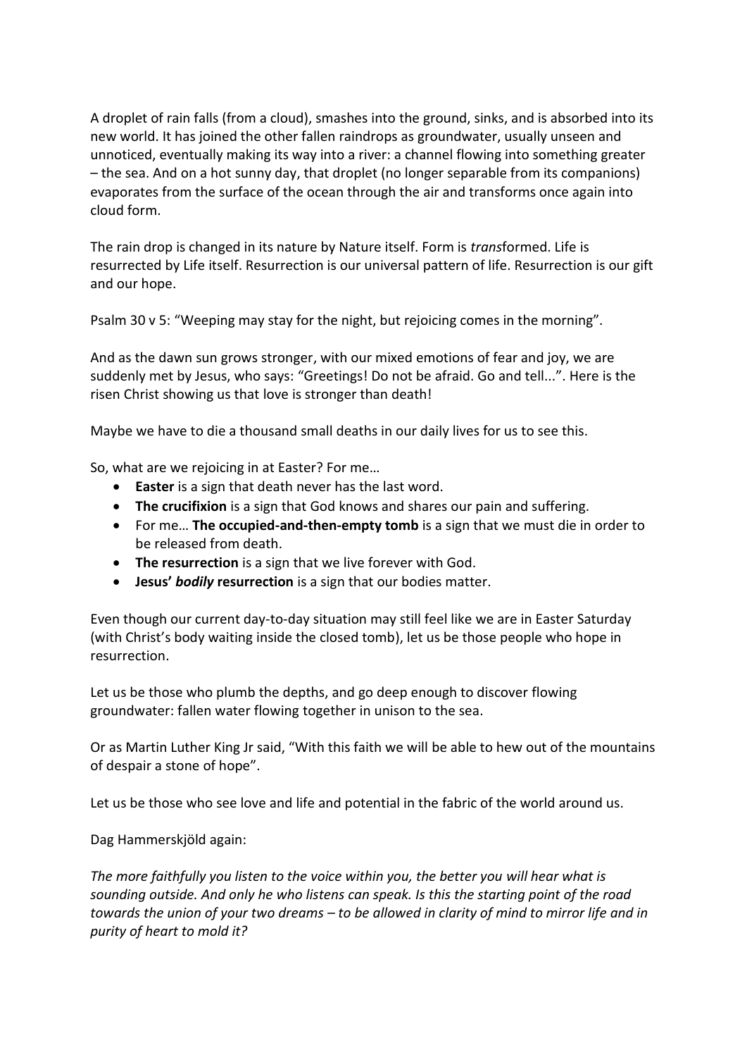A droplet of rain falls (from a cloud), smashes into the ground, sinks, and is absorbed into its new world. It has joined the other fallen raindrops as groundwater, usually unseen and unnoticed, eventually making its way into a river: a channel flowing into something greater – the sea. And on a hot sunny day, that droplet (no longer separable from its companions) evaporates from the surface of the ocean through the air and transforms once again into cloud form.

The rain drop is changed in its nature by Nature itself. Form is *trans*formed. Life is resurrected by Life itself. Resurrection is our universal pattern of life. Resurrection is our gift and our hope.

Psalm 30 v 5: "Weeping may stay for the night, but rejoicing comes in the morning".

And as the dawn sun grows stronger, with our mixed emotions of fear and joy, we are suddenly met by Jesus, who says: "Greetings! Do not be afraid. Go and tell...". Here is the risen Christ showing us that love is stronger than death!

Maybe we have to die a thousand small deaths in our daily lives for us to see this.

So, what are we rejoicing in at Easter? For me…

- **Easter** is a sign that death never has the last word.
- **The crucifixion** is a sign that God knows and shares our pain and suffering.
- For me… **The occupied-and-then-empty tomb** is a sign that we must die in order to be released from death.
- **The resurrection** is a sign that we live forever with God.
- **Jesus' *bodily* resurrection** is a sign that our bodies matter.

Even though our current day-to-day situation may still feel like we are in Easter Saturday (with Christ's body waiting inside the closed tomb), let us be those people who hope in resurrection.

Let us be those who plumb the depths, and go deep enough to discover flowing groundwater: fallen water flowing together in unison to the sea.

Or as Martin Luther King Jr said, "With this faith we will be able to hew out of the mountains of despair a stone of hope".

Let us be those who see love and life and potential in the fabric of the world around us.

Dag Hammerskjöld again:

*The more faithfully you listen to the voice within you, the better you will hear what is sounding outside. And only he who listens can speak. Is this the starting point of the road towards the union of your two dreams – to be allowed in clarity of mind to mirror life and in purity of heart to mold it?*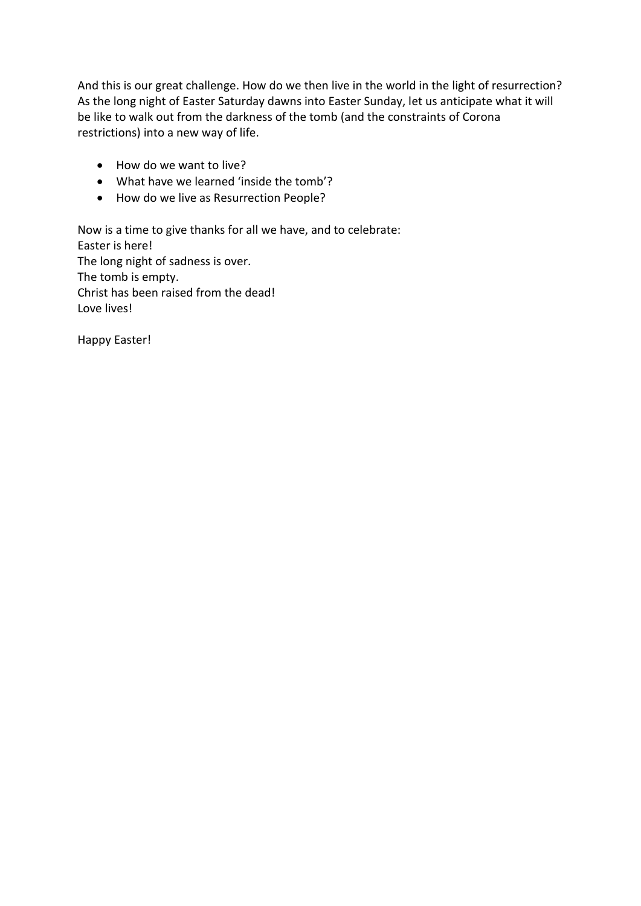And this is our great challenge. How do we then live in the world in the light of resurrection? As the long night of Easter Saturday dawns into Easter Sunday, let us anticipate what it will be like to walk out from the darkness of the tomb (and the constraints of Corona restrictions) into a new way of life.

- How do we want to live?
- What have we learned 'inside the tomb'?
- How do we live as Resurrection People?

Now is a time to give thanks for all we have, and to celebrate:  
Easter is here!  
The long night of sadness is over.  
The tomb is empty.  
Christ has been raised from the dead!  
Love lives!

Happy Easter!